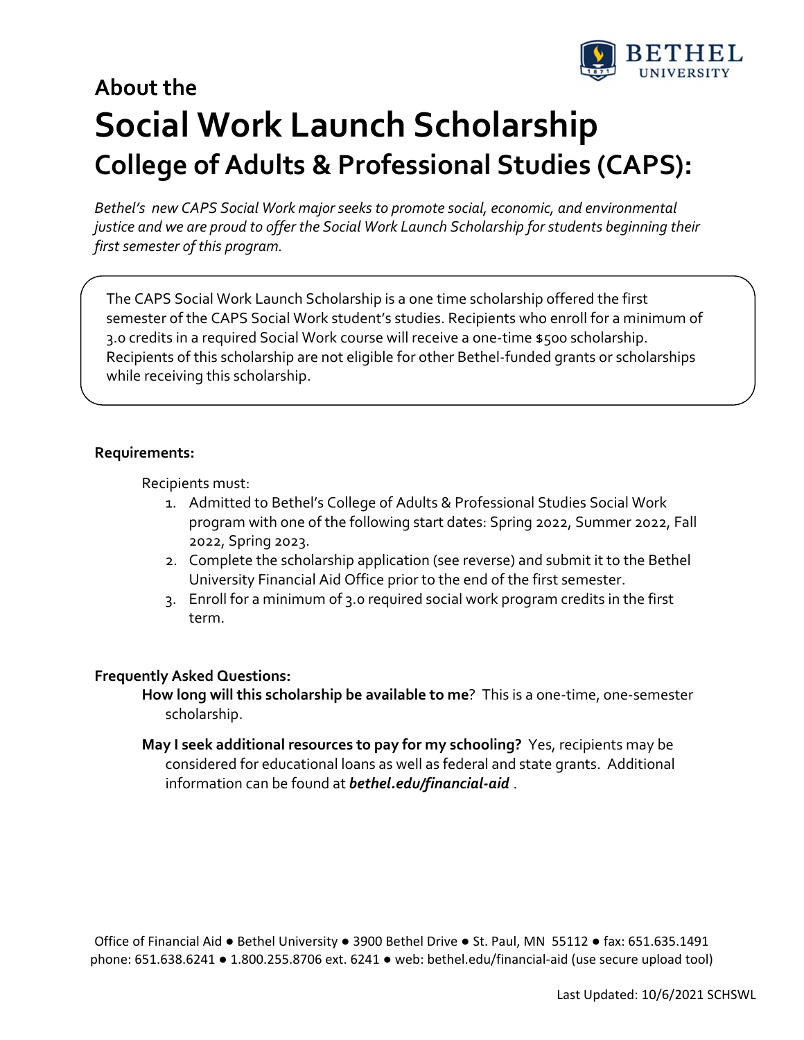## About the

# Social Work Launch Scholarship

## College of Adults & Professional Studies (CAPS):

*Bethel's new CAPS Social Work major seeks to promote social, economic, and environmental justice and we are proud to offer the Social Work Launch Scholarship for students beginning their first semester of this program.*

The CAPS Social Work Launch Scholarship is a one time scholarship offered the first semester of the CAPS Social Work student's studies. Recipients who enroll for a minimum of 3.0 credits in a required Social Work course will receive a one-time $500 scholarship. Recipients of this scholarship are not eligible for other Bethel-funded grants or scholarships while receiving this scholarship.

**Requirements:**

Recipients must:

1. Admitted to Bethel's College of Adults & Professional Studies Social Work program with one of the following start dates: Spring 2022, Summer 2022, Fall 2022, Spring 2023.
2. Complete the scholarship application (see reverse) and submit it to the Bethel University Financial Aid Office prior to the end of the first semester.
3. Enroll for a minimum of 3.0 required social work program credits in the first term.

**Frequently Asked Questions:**

**How long will this scholarship be available to me**? This is a one-time, one-semester scholarship.

**May I seek additional resources to pay for my schooling?** Yes, recipients may be considered for educational loans as well as federal and state grants. Additional information can be found at ***bethel.edu/financial-aid*** .

Office of Financial Aid ● Bethel University ● 3900 Bethel Drive ● St. Paul, MN 55112 ● fax: 651.635.1491
phone: 651.638.6241 ● 1.800.255.8706 ext. 6241 ● web: bethel.edu/financial-aid (use secure upload tool)

Last Updated: 10/6/2021 SCHSWL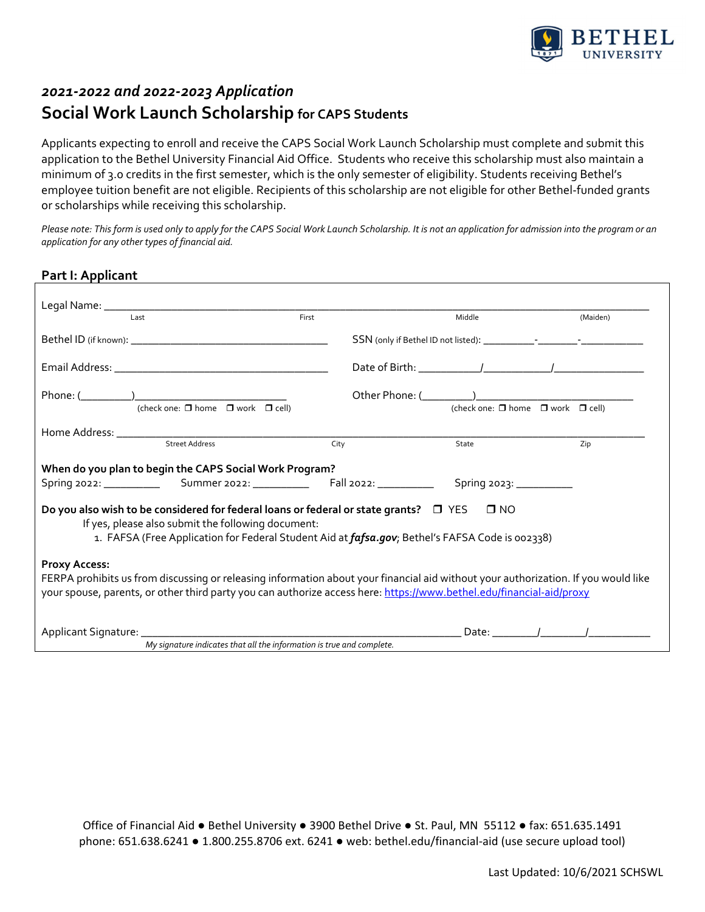BETHEL UNIVERSITY

*2021-2022 and 2022-2023 Application*

# Social Work Launch Scholarship for CAPS Students

Applicants expecting to enroll and receive the CAPS Social Work Launch Scholarship must complete and submit this application to the Bethel University Financial Aid Office. Students who receive this scholarship must also maintain a minimum of 3.0 credits in the first semester, which is the only semester of eligibility. Students receiving Bethel's employee tuition benefit are not eligible. Recipients of this scholarship are not eligible for other Bethel-funded grants or scholarships while receiving this scholarship.

*Please note: This form is used only to apply for the CAPS Social Work Launch Scholarship. It is not an application for admission into the program or an application for any other types of financial aid.*

## Part I: Applicant

Legal Name: ______________________________________________________________
Last First Middle (Maiden)

Bethel ID (if known): ____________________ SSN (only if Bethel ID not listed): _______-______-________

Email Address: ____________________ Date of Birth: ______/______/________

Phone: (_______)____________________ (check one: ❒ home ❒ work ❒ cell)

Other Phone: (_______)____________________ (check one: ❒ home ❒ work ❒ cell)

Home Address: ______________________________________________________________
Street Address City State Zip

**When do you plan to begin the CAPS Social Work Program?**

Spring 2022: ________ Summer 2022: ________ Fall 2022: ________ Spring 2023: ________

**Do you also wish to be considered for federal loans or federal or state grants?** ❒ YES ❒ NO

If yes, please also submit the following document:

1. FAFSA (Free Application for Federal Student Aid at ***fafsa.gov***; Bethel's FAFSA Code is 002338)

**Proxy Access:**

FERPA prohibits us from discussing or releasing information about your financial aid without your authorization. If you would like your spouse, parents, or other third party you can authorize access here: https://www.bethel.edu/financial-aid/proxy

Applicant Signature: ________________________________________ Date: ______/______/________

*My signature indicates that all the information is true and complete.*

Office of Financial Aid ● Bethel University ● 3900 Bethel Drive ● St. Paul, MN 55112 ● fax: 651.635.1491
phone: 651.638.6241 ● 1.800.255.8706 ext. 6241 ● web: bethel.edu/financial-aid (use secure upload tool)

Last Updated: 10/6/2021 SCHSWL